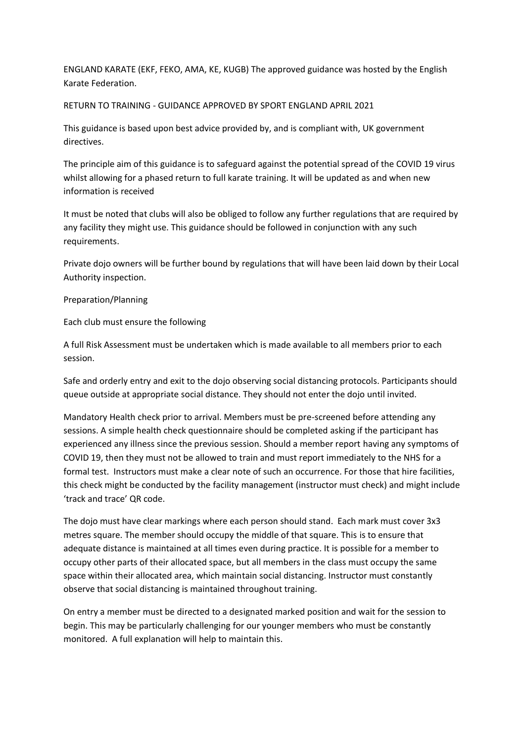ENGLAND KARATE (EKF, FEKO, AMA, KE, KUGB) The approved guidance was hosted by the English Karate Federation.

RETURN TO TRAINING - GUIDANCE APPROVED BY SPORT ENGLAND APRIL 2021

This guidance is based upon best advice provided by, and is compliant with, UK government directives.

The principle aim of this guidance is to safeguard against the potential spread of the COVID 19 virus whilst allowing for a phased return to full karate training. It will be updated as and when new information is received

It must be noted that clubs will also be obliged to follow any further regulations that are required by any facility they might use. This guidance should be followed in conjunction with any such requirements.

Private dojo owners will be further bound by regulations that will have been laid down by their Local Authority inspection.

Preparation/Planning

Each club must ensure the following

A full Risk Assessment must be undertaken which is made available to all members prior to each session.

Safe and orderly entry and exit to the dojo observing social distancing protocols. Participants should queue outside at appropriate social distance. They should not enter the dojo until invited.

Mandatory Health check prior to arrival. Members must be pre-screened before attending any sessions. A simple health check questionnaire should be completed asking if the participant has experienced any illness since the previous session. Should a member report having any symptoms of COVID 19, then they must not be allowed to train and must report immediately to the NHS for a formal test. Instructors must make a clear note of such an occurrence. For those that hire facilities, this check might be conducted by the facility management (instructor must check) and might include 'track and trace' QR code.

The dojo must have clear markings where each person should stand. Each mark must cover 3x3 metres square. The member should occupy the middle of that square. This is to ensure that adequate distance is maintained at all times even during practice. It is possible for a member to occupy other parts of their allocated space, but all members in the class must occupy the same space within their allocated area, which maintain social distancing. Instructor must constantly observe that social distancing is maintained throughout training.

On entry a member must be directed to a designated marked position and wait for the session to begin. This may be particularly challenging for our younger members who must be constantly monitored. A full explanation will help to maintain this.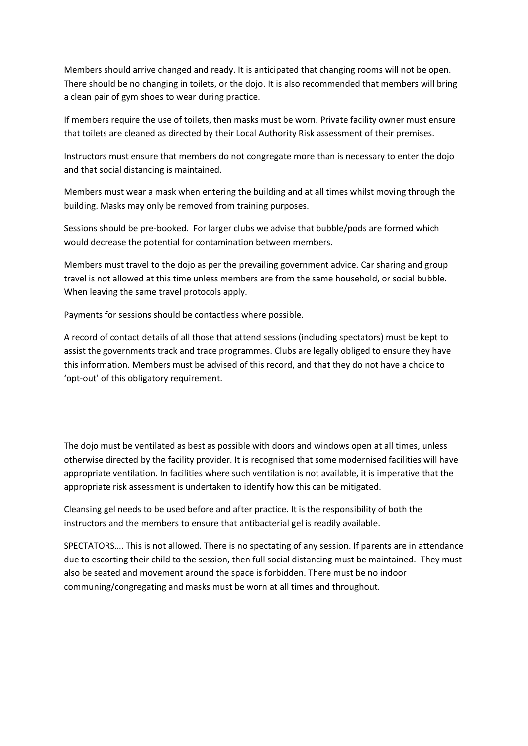Members should arrive changed and ready. It is anticipated that changing rooms will not be open. There should be no changing in toilets, or the dojo. It is also recommended that members will bring a clean pair of gym shoes to wear during practice.

If members require the use of toilets, then masks must be worn. Private facility owner must ensure that toilets are cleaned as directed by their Local Authority Risk assessment of their premises.

Instructors must ensure that members do not congregate more than is necessary to enter the dojo and that social distancing is maintained.

Members must wear a mask when entering the building and at all times whilst moving through the building. Masks may only be removed from training purposes.

Sessions should be pre-booked. For larger clubs we advise that bubble/pods are formed which would decrease the potential for contamination between members.

Members must travel to the dojo as per the prevailing government advice. Car sharing and group travel is not allowed at this time unless members are from the same household, or social bubble. When leaving the same travel protocols apply.

Payments for sessions should be contactless where possible.

A record of contact details of all those that attend sessions (including spectators) must be kept to assist the governments track and trace programmes. Clubs are legally obliged to ensure they have this information. Members must be advised of this record, and that they do not have a choice to 'opt-out' of this obligatory requirement.

The dojo must be ventilated as best as possible with doors and windows open at all times, unless otherwise directed by the facility provider. It is recognised that some modernised facilities will have appropriate ventilation. In facilities where such ventilation is not available, it is imperative that the appropriate risk assessment is undertaken to identify how this can be mitigated.

Cleansing gel needs to be used before and after practice. It is the responsibility of both the instructors and the members to ensure that antibacterial gel is readily available.

SPECTATORS…. This is not allowed. There is no spectating of any session. If parents are in attendance due to escorting their child to the session, then full social distancing must be maintained. They must also be seated and movement around the space is forbidden. There must be no indoor communing/congregating and masks must be worn at all times and throughout.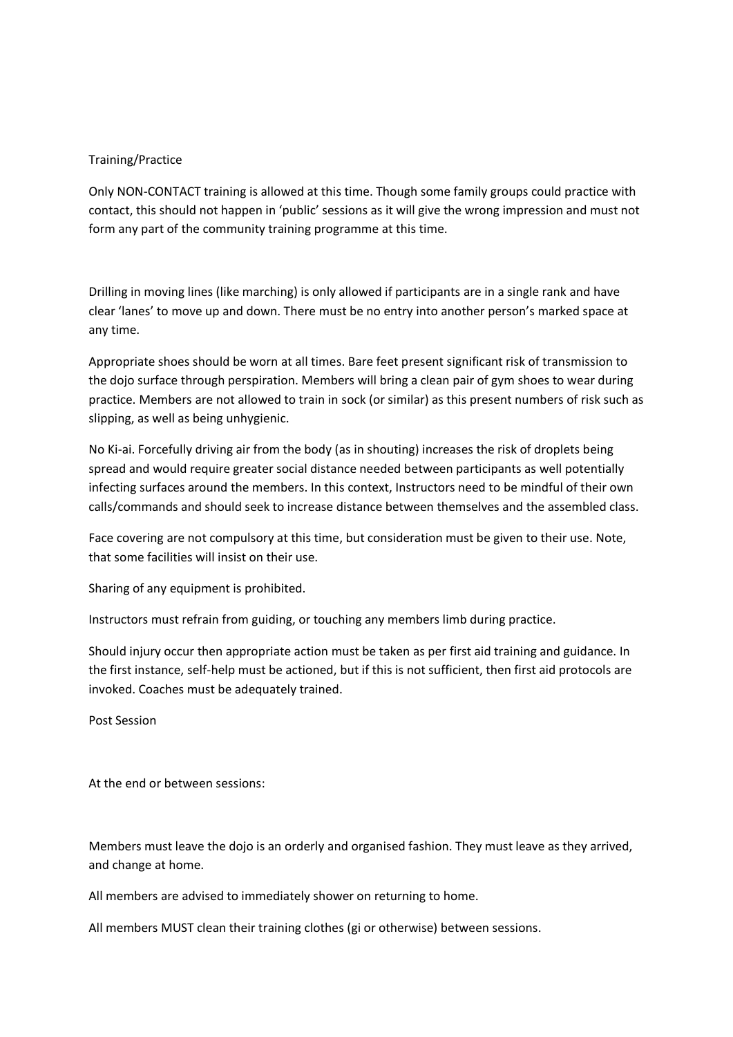## Training/Practice

Only NON-CONTACT training is allowed at this time. Though some family groups could practice with contact, this should not happen in 'public' sessions as it will give the wrong impression and must not form any part of the community training programme at this time.

Drilling in moving lines (like marching) is only allowed if participants are in a single rank and have clear 'lanes' to move up and down. There must be no entry into another person's marked space at any time.

Appropriate shoes should be worn at all times. Bare feet present significant risk of transmission to the dojo surface through perspiration. Members will bring a clean pair of gym shoes to wear during practice. Members are not allowed to train in sock (or similar) as this present numbers of risk such as slipping, as well as being unhygienic.

No Ki-ai. Forcefully driving air from the body (as in shouting) increases the risk of droplets being spread and would require greater social distance needed between participants as well potentially infecting surfaces around the members. In this context, Instructors need to be mindful of their own calls/commands and should seek to increase distance between themselves and the assembled class.

Face covering are not compulsory at this time, but consideration must be given to their use. Note, that some facilities will insist on their use.

Sharing of any equipment is prohibited.

Instructors must refrain from guiding, or touching any members limb during practice.

Should injury occur then appropriate action must be taken as per first aid training and guidance. In the first instance, self-help must be actioned, but if this is not sufficient, then first aid protocols are invoked. Coaches must be adequately trained.

## Post Session

At the end or between sessions:

Members must leave the dojo is an orderly and organised fashion. They must leave as they arrived, and change at home.

All members are advised to immediately shower on returning to home.

All members MUST clean their training clothes (gi or otherwise) between sessions.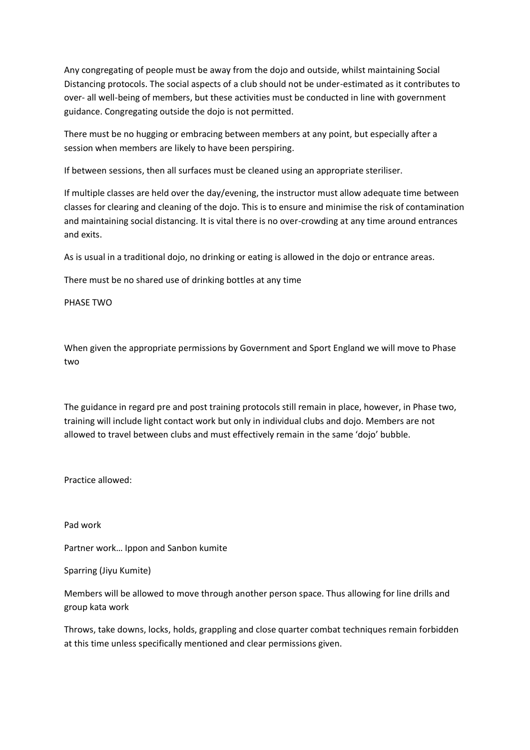Any congregating of people must be away from the dojo and outside, whilst maintaining Social Distancing protocols. The social aspects of a club should not be under-estimated as it contributes to over- all well-being of members, but these activities must be conducted in line with government guidance. Congregating outside the dojo is not permitted.

There must be no hugging or embracing between members at any point, but especially after a session when members are likely to have been perspiring.

If between sessions, then all surfaces must be cleaned using an appropriate steriliser.

If multiple classes are held over the day/evening, the instructor must allow adequate time between classes for clearing and cleaning of the dojo. This is to ensure and minimise the risk of contamination and maintaining social distancing. It is vital there is no over-crowding at any time around entrances and exits.

As is usual in a traditional dojo, no drinking or eating is allowed in the dojo or entrance areas.

There must be no shared use of drinking bottles at any time

## PHASE TWO

When given the appropriate permissions by Government and Sport England we will move to Phase two

The guidance in regard pre and post training protocols still remain in place, however, in Phase two, training will include light contact work but only in individual clubs and dojo. Members are not allowed to travel between clubs and must effectively remain in the same 'dojo' bubble.

Practice allowed:

Pad work

Partner work… Ippon and Sanbon kumite

Sparring (Jiyu Kumite)

Members will be allowed to move through another person space. Thus allowing for line drills and group kata work

Throws, take downs, locks, holds, grappling and close quarter combat techniques remain forbidden at this time unless specifically mentioned and clear permissions given.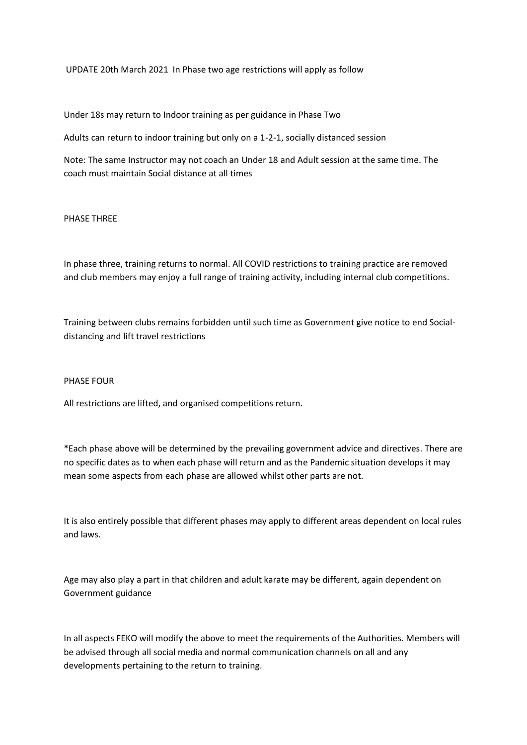UPDATE 20th March 2021 In Phase two age restrictions will apply as follow

Under 18s may return to Indoor training as per guidance in Phase Two

Adults can return to indoor training but only on a 1-2-1, socially distanced session

Note: The same Instructor may not coach an Under 18 and Adult session at the same time. The coach must maintain Social distance at all times

## PHASE THREE

In phase three, training returns to normal. All COVID restrictions to training practice are removed and club members may enjoy a full range of training activity, including internal club competitions.

Training between clubs remains forbidden until such time as Government give notice to end Social-distancing and lift travel restrictions

## PHASE FOUR

All restrictions are lifted, and organised competitions return.

*Each phase above will be determined by the prevailing government advice and directives. There are no specific dates as to when each phase will return and as the Pandemic situation develops it may mean some aspects from each phase are allowed whilst other parts are not.

It is also entirely possible that different phases may apply to different areas dependent on local rules and laws.

Age may also play a part in that children and adult karate may be different, again dependent on Government guidance

In all aspects FEKO will modify the above to meet the requirements of the Authorities. Members will be advised through all social media and normal communication channels on all and any developments pertaining to the return to training.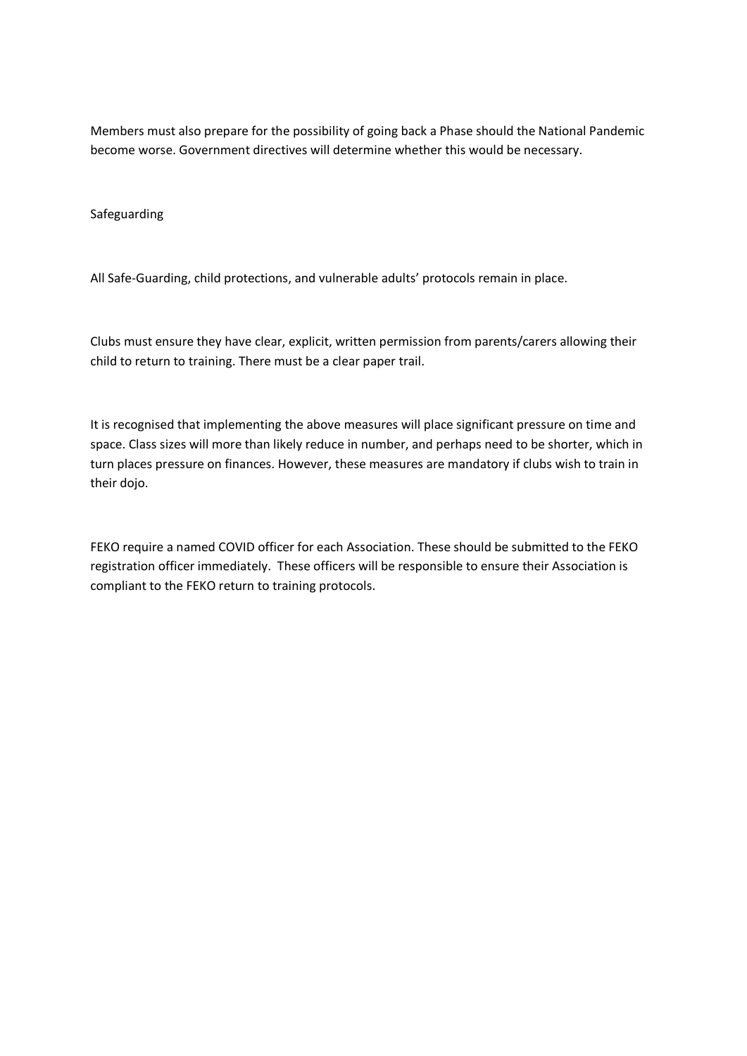Members must also prepare for the possibility of going back a Phase should the National Pandemic become worse. Government directives will determine whether this would be necessary.

## Safeguarding

All Safe-Guarding, child protections, and vulnerable adults' protocols remain in place.

Clubs must ensure they have clear, explicit, written permission from parents/carers allowing their child to return to training. There must be a clear paper trail.

It is recognised that implementing the above measures will place significant pressure on time and space. Class sizes will more than likely reduce in number, and perhaps need to be shorter, which in turn places pressure on finances. However, these measures are mandatory if clubs wish to train in their dojo.

FEKO require a named COVID officer for each Association. These should be submitted to the FEKO registration officer immediately. These officers will be responsible to ensure their Association is compliant to the FEKO return to training protocols.